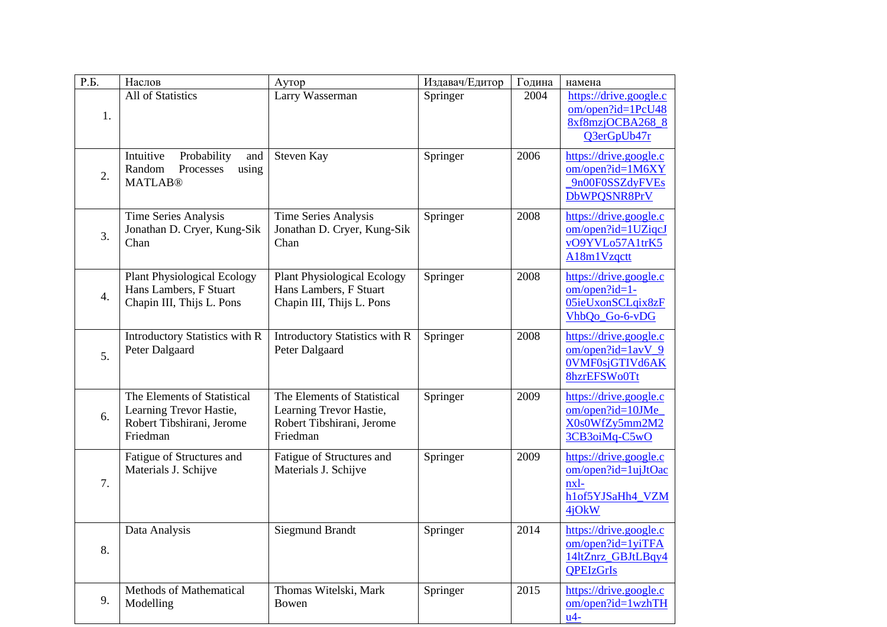| Р.Б. | Наслов | Аутор | Издавач/Едитор | Година | намена |
|---|---|---|---|---|---|
| 1. | All of Statistics | Larry Wasserman | Springer | 2004 | https://drive.google.com/open?id=1PcU488xf8mzjOCBA268_8Q3erGpUb47r |
| 2. | Intuitive Probability and Random Processes using MATLAB® | Steven Kay | Springer | 2006 | https://drive.google.com/open?id=1M6XY_9n00F0SSZdyFVEsDbWPQSNR8PrV |
| 3. | Time Series Analysis Jonathan D. Cryer, Kung-Sik Chan | Time Series Analysis Jonathan D. Cryer, Kung-Sik Chan | Springer | 2008 | https://drive.google.com/open?id=1UZiqcJvO9YVLo57A1trK5A18m1Vzqctt |
| 4. | Plant Physiological Ecology Hans Lambers, F Stuart Chapin III, Thijs L. Pons | Plant Physiological Ecology Hans Lambers, F Stuart Chapin III, Thijs L. Pons | Springer | 2008 | https://drive.google.com/open?id=1-05ieUxonSCLqix8zFVhbQo_Go-6-vDG |
| 5. | Introductory Statistics with R Peter Dalgaard | Introductory Statistics with R Peter Dalgaard | Springer | 2008 | https://drive.google.com/open?id=1avV_90VMF0sjGTIVd6AK8hzrEFSWo0Tt |
| 6. | The Elements of Statistical Learning Trevor Hastie, Robert Tibshirani, Jerome Friedman | The Elements of Statistical Learning Trevor Hastie, Robert Tibshirani, Jerome Friedman | Springer | 2009 | https://drive.google.com/open?id=10JMe_X0s0WfZy5mm2M23CB3oiMq-C5wO |
| 7. | Fatigue of Structures and Materials J. Schijve | Fatigue of Structures and Materials J. Schijve | Springer | 2009 | https://drive.google.com/open?id=1ujJtOacnxl-h1of5YJSaHh4_VZM4jOkW |
| 8. | Data Analysis | Siegmund Brandt | Springer | 2014 | https://drive.google.com/open?id=1yiTFA14ltZnrz_GBJtLBqy4QPEIzGrIs |
| 9. | Methods of Mathematical Modelling | Thomas Witelski, Mark Bowen | Springer | 2015 | https://drive.google.com/open?id=1wzhTHu4- |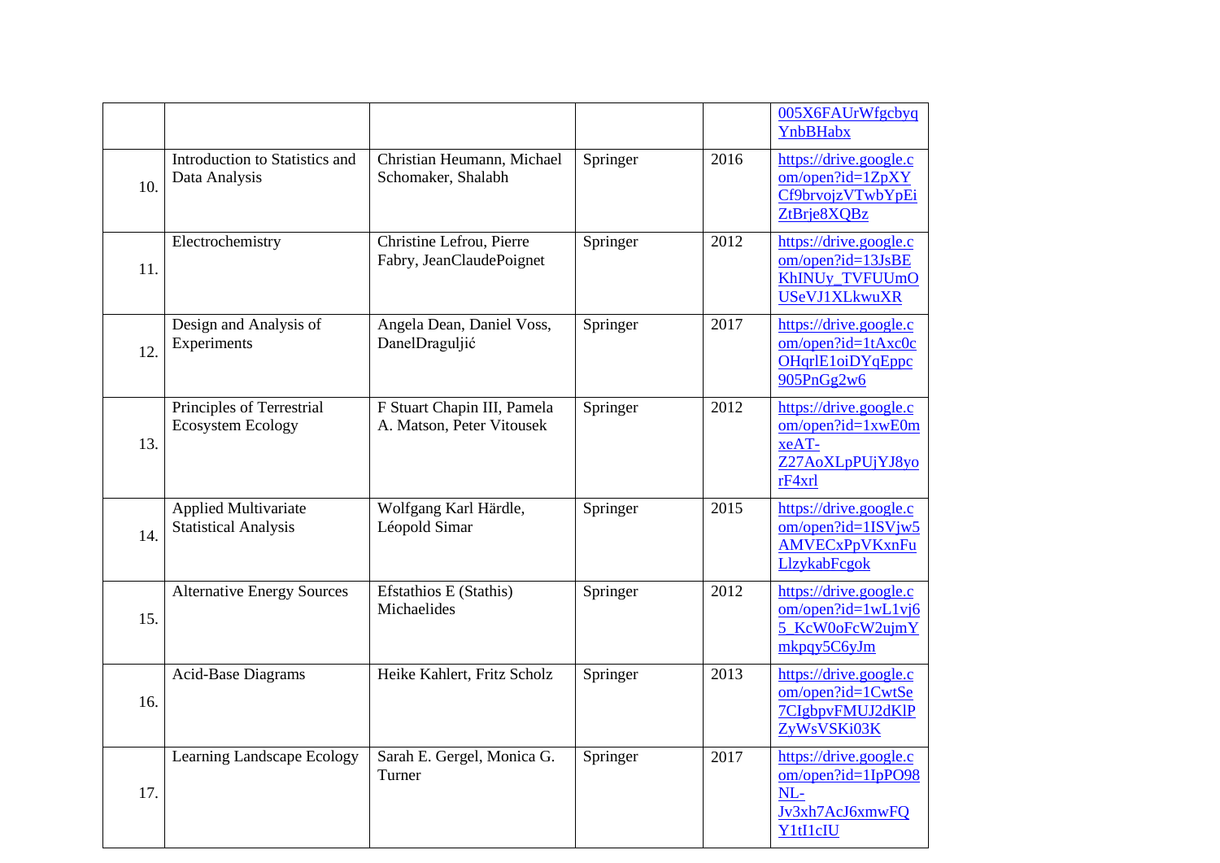| | | | | | |
|---|---|---|---|---|---|
| | | | | | 005X6FAUrWfgcbyqYnbBHabx |
| 10. | Introduction to Statistics and Data Analysis | Christian Heumann, Michael Schomaker, Shalabh | Springer | 2016 | https://drive.google.com/open?id=1ZpXYCf9brvojzVTwbYpEiZtBrje8XQBz |
| 11. | Electrochemistry | Christine Lefrou, Pierre Fabry, JeanClaudePoignet | Springer | 2012 | https://drive.google.com/open?id=13JsBEKhINUy_TVFUUmOUSeVJ1XLkwuXR |
| 12. | Design and Analysis of Experiments | Angela Dean, Daniel Voss, DanelDraguljić | Springer | 2017 | https://drive.google.com/open?id=1tAxc0cOHqrlE1oiDYqEppc905PnGg2w6 |
| 13. | Principles of Terrestrial Ecosystem Ecology | F Stuart Chapin III, Pamela A. Matson, Peter Vitousek | Springer | 2012 | https://drive.google.com/open?id=1xwE0mxeAT-Z27AoXLpPUjYJ8yorF4xrl |
| 14. | Applied Multivariate Statistical Analysis | Wolfgang Karl Härdle, Léopold Simar | Springer | 2015 | https://drive.google.com/open?id=1ISVjw5AMVECxPpVKxnFuLlzykabFcgok |
| 15. | Alternative Energy Sources | Efstathios E (Stathis) Michaelides | Springer | 2012 | https://drive.google.com/open?id=1wL1vj65_KcW0oFcW2ujmYmkpqy5C6yJm |
| 16. | Acid-Base Diagrams | Heike Kahlert, Fritz Scholz | Springer | 2013 | https://drive.google.com/open?id=1CwtSe7CIgbpvFMUJ2dKlPZyWsVSKi03K |
| 17. | Learning Landscape Ecology | Sarah E. Gergel, Monica G. Turner | Springer | 2017 | https://drive.google.com/open?id=1IpPO98NL-Jv3xh7AcJ6xmwFQY1tI1cIU |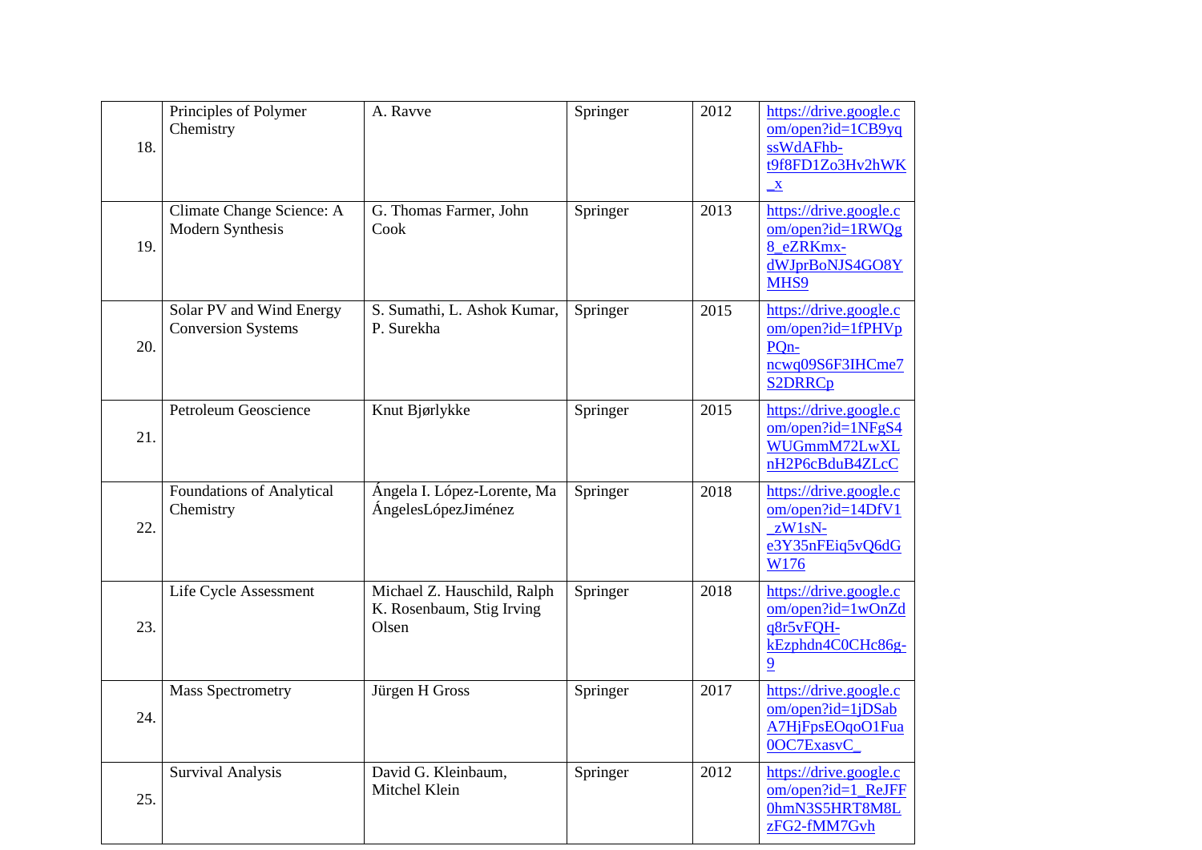| | | | | | |
|---|---|---|---|---|---|
| 18. | Principles of Polymer Chemistry | A. Ravve | Springer | 2012 | https://drive.google.com/open?id=1CB9yqssWdAFhb-t9f8FD1Zo3Hv2hWK_x |
| 19. | Climate Change Science: A Modern Synthesis | G. Thomas Farmer, John Cook | Springer | 2013 | https://drive.google.com/open?id=1RWQg8_eZRKmx-dWJprBoNJS4GO8YMHS9 |
| 20. | Solar PV and Wind Energy Conversion Systems | S. Sumathi, L. Ashok Kumar, P. Surekha | Springer | 2015 | https://drive.google.com/open?id=1fPHVpPQn-ncwq09S6F3IHCme7S2DRRCp |
| 21. | Petroleum Geoscience | Knut Bjørlykke | Springer | 2015 | https://drive.google.com/open?id=1NFgS4WUGmmM72LwXLnH2P6cBduB4ZLcC |
| 22. | Foundations of Analytical Chemistry | Ángela I. López-Lorente, Ma ÁngelesLópezJiménez | Springer | 2018 | https://drive.google.com/open?id=14DfV1_zW1sN-e3Y35nFEiq5vQ6dGW176 |
| 23. | Life Cycle Assessment | Michael Z. Hauschild, Ralph K. Rosenbaum, Stig Irving Olsen | Springer | 2018 | https://drive.google.com/open?id=1wOnZdq8r5vFQH-kEzphdn4C0CHc86g-9 |
| 24. | Mass Spectrometry | Jürgen H Gross | Springer | 2017 | https://drive.google.com/open?id=1jDSabA7HjFpsEOqoO1Fua0OC7ExasvC_ |
| 25. | Survival Analysis | David G. Kleinbaum, Mitchel Klein | Springer | 2012 | https://drive.google.com/open?id=1_ReJFF0hmN3S5HRT8M8LzFG2-fMM7Gvh |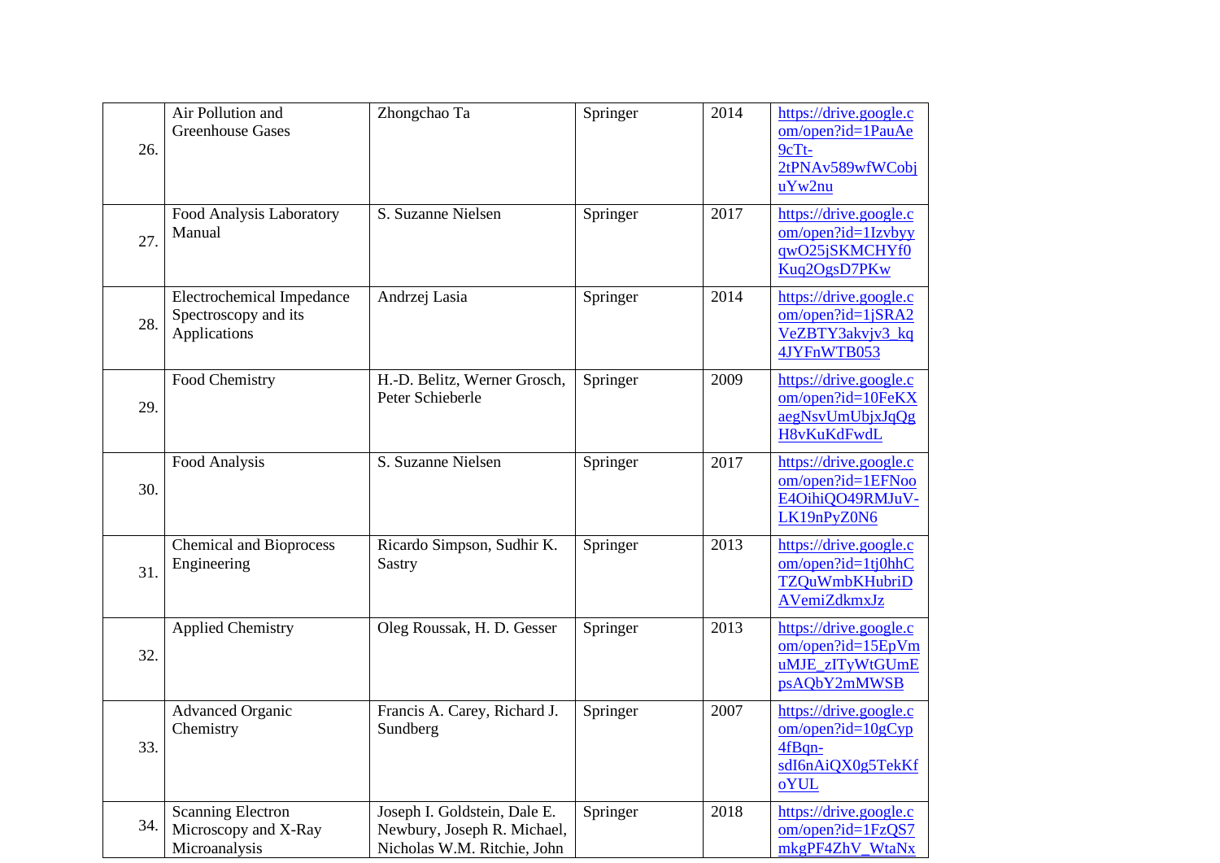| | | | | | |
|---|---|---|---|---|---|
| 26. | Air Pollution and Greenhouse Gases | Zhongchao Ta | Springer | 2014 | https://drive.google.com/open?id=1PauAe9cTt-2tPNAv589wfWCobjuYw2nu |
| 27. | Food Analysis Laboratory Manual | S. Suzanne Nielsen | Springer | 2017 | https://drive.google.com/open?id=1IzvbyyqwO25jSKMCHYf0Kuq2OgsD7PKw |
| 28. | Electrochemical Impedance Spectroscopy and its Applications | Andrzej Lasia | Springer | 2014 | https://drive.google.com/open?id=1jSRA2VeZBTY3akvjv3_kq4JYFnWTB053 |
| 29. | Food Chemistry | H.-D. Belitz, Werner Grosch, Peter Schieberle | Springer | 2009 | https://drive.google.com/open?id=10FeKXaegNsvUmUbjxJqQgH8vKuKdFwdL |
| 30. | Food Analysis | S. Suzanne Nielsen | Springer | 2017 | https://drive.google.com/open?id=1EFNooE4OihiQO49RMJuV-LK19nPyZ0N6 |
| 31. | Chemical and Bioprocess Engineering | Ricardo Simpson, Sudhir K. Sastry | Springer | 2013 | https://drive.google.com/open?id=1tj0hhCTZQuWmbKHubriDAVemiZdkmxJz |
| 32. | Applied Chemistry | Oleg Roussak, H. D. Gesser | Springer | 2013 | https://drive.google.com/open?id=15EpVmuMJE_zITyWtGUmEpsAQbY2mMWSB |
| 33. | Advanced Organic Chemistry | Francis A. Carey, Richard J. Sundberg | Springer | 2007 | https://drive.google.com/open?id=10gCyp4fBqn-sdI6nAiQX0g5TekKfoYUL |
| 34. | Scanning Electron Microscopy and X-Ray Microanalysis | Joseph I. Goldstein, Dale E. Newbury, Joseph R. Michael, Nicholas W.M. Ritchie, John | Springer | 2018 | https://drive.google.com/open?id=1FzQS7mkgPF4ZhV_WtaNx |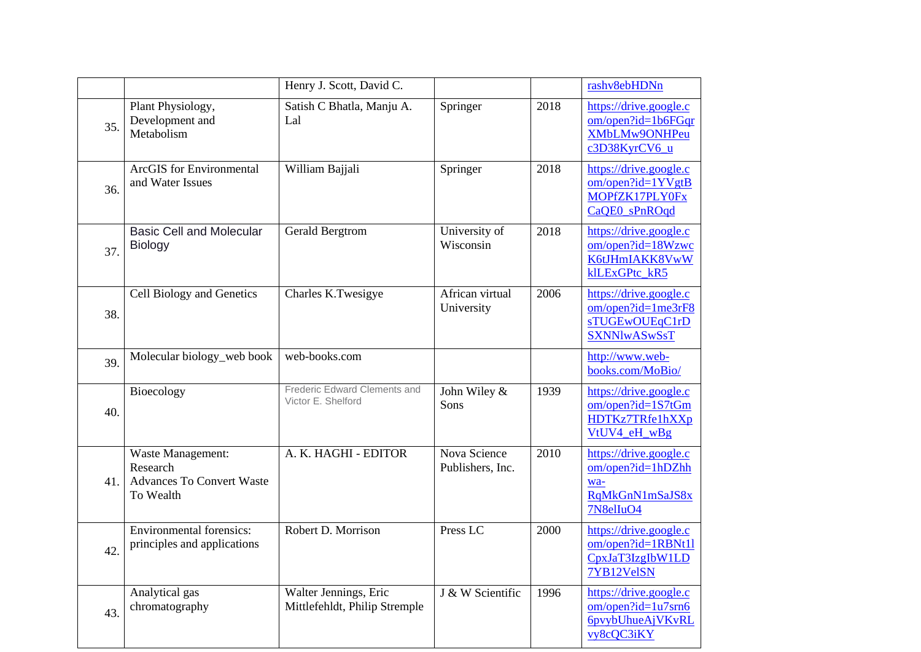|  |  | Henry J. Scott, David C. |  |  | rashv8ebHDNn |
|---|---|---|---|---|---|
| 35. | Plant Physiology, Development and Metabolism | Satish C Bhatla, Manju A. Lal | Springer | 2018 | https://drive.google.com/open?id=1b6FGqrXMbLMw9ONHPeuc3D38KyrCV6_u |
| 36. | ArcGIS for Environmental and Water Issues | William Bajjali | Springer | 2018 | https://drive.google.com/open?id=1YVgtBMOPfZK17PLY0FxCaQE0_sPnROqd |
| 37. | Basic Cell and Molecular Biology | Gerald Bergtrom | University of Wisconsin | 2018 | https://drive.google.com/open?id=18WzwcK6tJHmIAKK8VwWklLExGPtc_kR5 |
| 38. | Cell Biology and Genetics | Charles K.Twesigye | African virtual University | 2006 | https://drive.google.com/open?id=1me3rF8sTUGEwOUEqC1rDSXNNlwASwSsT |
| 39. | Molecular biology_web book | web-books.com |  |  | http://www.web-books.com/MoBio/ |
| 40. | Bioecology | Frederic Edward Clements and Victor E. Shelford | John Wiley & Sons | 1939 | https://drive.google.com/open?id=1S7tGmHDTKz7TRfe1hXXpVtUV4_eH_wBg |
| 41. | Waste Management: Research Advances To Convert Waste To Wealth | A. K. HAGHI - EDITOR | Nova Science Publishers, Inc. | 2010 | https://drive.google.com/open?id=1hDZhhwa-RqMkGnN1mSaJS8x7N8elIuO4 |
| 42. | Environmental forensics: principles and applications | Robert D. Morrison | Press LC | 2000 | https://drive.google.com/open?id=1RBNt1lCpxJaT3IzgIbW1LD7YB12VelSN |
| 43. | Analytical gas chromatography | Walter Jennings, Eric Mittlefehldt, Philip Stremple | J & W Scientific | 1996 | https://drive.google.com/open?id=1u7srn66pvybUhueAjVKvRLvy8cQC3iKY |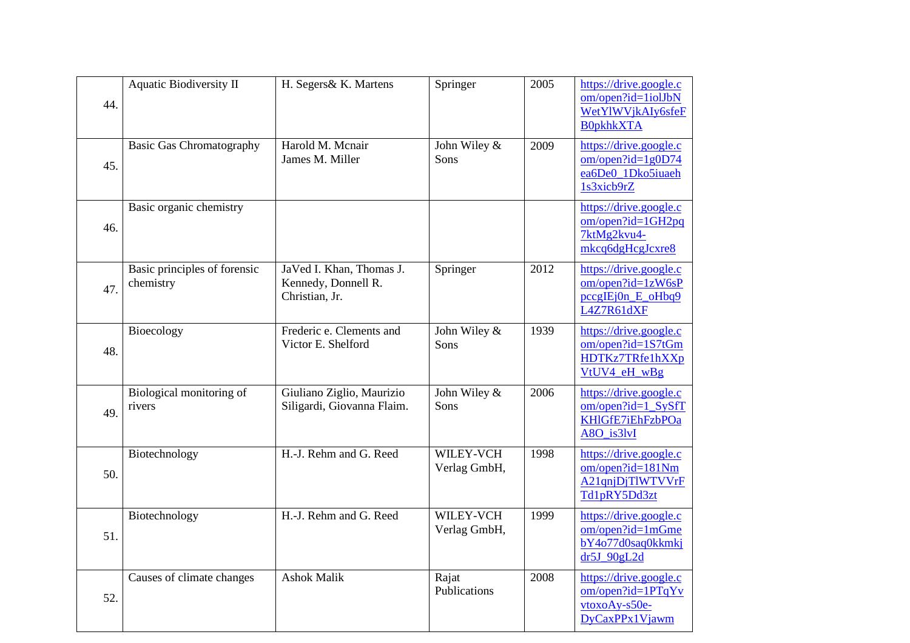| | | | | | |
|---|---|---|---|---|---|
| 44. | Aquatic Biodiversity II | H. Segers& K. Martens | Springer | 2005 | https://drive.google.com/open?id=1iolJbNWetYlWVjkAIy6sfeFB0pkhkXTA |
| 45. | Basic Gas Chromatography | Harold M. Mcnair James M. Miller | John Wiley & Sons | 2009 | https://drive.google.com/open?id=1g0D74ea6De0_1Dko5iuaeh1s3xicb9rZ |
| 46. | Basic organic chemistry | | | | https://drive.google.com/open?id=1GH2pq7ktMg2kvu4-mkcq6dgHcgJcxre8 |
| 47. | Basic principles of forensic chemistry | JaVed I. Khan, Thomas J. Kennedy, Donnell R. Christian, Jr. | Springer | 2012 | https://drive.google.com/open?id=1zW6sPpccgIEj0n_E_oHbq9L4Z7R61dXF |
| 48. | Bioecology | Frederic e. Clements and Victor E. Shelford | John Wiley & Sons | 1939 | https://drive.google.com/open?id=1S7tGmHDTKz7TRfe1hXXpVtUV4_eH_wBg |
| 49. | Biological monitoring of rivers | Giuliano Ziglio, Maurizio Siligardi, Giovanna Flaim. | John Wiley & Sons | 2006 | https://drive.google.com/open?id=1_SySfTKHlGfE7iEhFzbPOaA8O_is3lvI |
| 50. | Biotechnology | H.-J. Rehm and G. Reed | WILEY-VCH Verlag GmbH, | 1998 | https://drive.google.com/open?id=181NmA21qnjDjTlWTVVrFTd1pRY5Dd3zt |
| 51. | Biotechnology | H.-J. Rehm and G. Reed | WILEY-VCH Verlag GmbH, | 1999 | https://drive.google.com/open?id=1mGmebY4o77d0saq0kkmkjdr5J_90gL2d |
| 52. | Causes of climate changes | Ashok Malik | Rajat Publications | 2008 | https://drive.google.com/open?id=1PTqYvvtoxoAy-s50e-DyCaxPPx1Vjawm |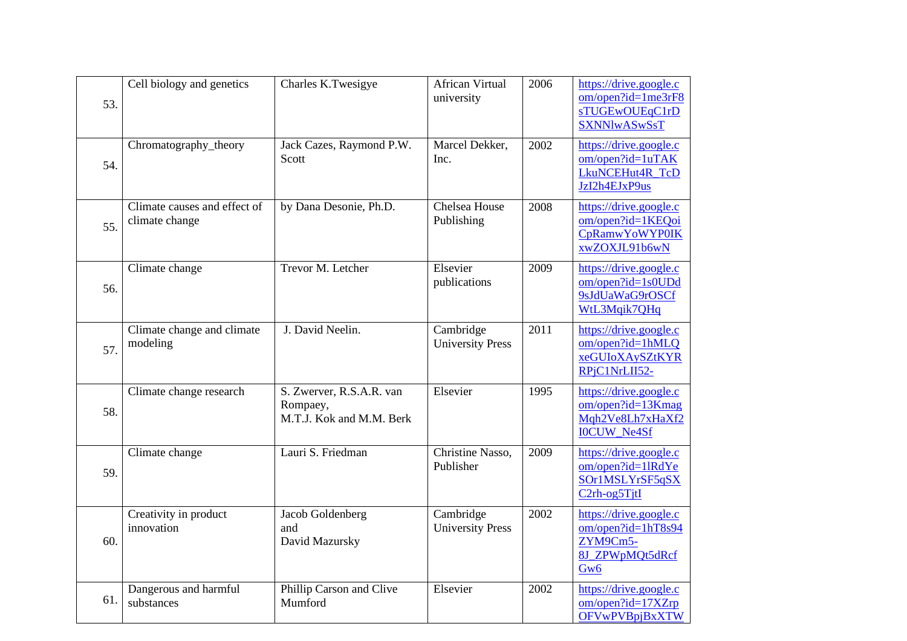| 53. | Cell biology and genetics | Charles K.Twesigye | African Virtual university | 2006 | https://drive.google.com/open?id=1me3rF8sTUGEwOUEqC1rDSXNNlwASwSsT |
|---|---|---|---|---|---|
| 54. | Chromatography_theory | Jack Cazes, Raymond P.W. Scott | Marcel Dekker, Inc. | 2002 | https://drive.google.com/open?id=1uTAKLkuNCEHut4R_TcDJzI2h4EJxP9us |
| 55. | Climate causes and effect of climate change | by Dana Desonie, Ph.D. | Chelsea House Publishing | 2008 | https://drive.google.com/open?id=1KEQoiCpRamwYoWYP0IKxwZOXJL91b6wN |
| 56. | Climate change | Trevor M. Letcher | Elsevier publications | 2009 | https://drive.google.com/open?id=1s0UDd9sJdUaWaG9rOSCfWtL3Mqik7QHq |
| 57. | Climate change and climate modeling | J. David Neelin. | Cambridge University Press | 2011 | https://drive.google.com/open?id=1hMLQxeGUIoXAySZtKYRRPjC1NrLII52- |
| 58. | Climate change research | S. Zwerver, R.S.A.R. van Rompaey, M.T.J. Kok and M.M. Berk | Elsevier | 1995 | https://drive.google.com/open?id=13KmagMqh2Ve8Lh7xHaXf2I0CUW_Ne4Sf |
| 59. | Climate change | Lauri S. Friedman | Christine Nasso, Publisher | 2009 | https://drive.google.com/open?id=1lRdYeSOr1MSLYrSF5qSXC2rh-og5TjtI |
| 60. | Creativity in product innovation | Jacob Goldenberg and David Mazursky | Cambridge University Press | 2002 | https://drive.google.com/open?id=1hT8s94ZYM9Cm5-8J_ZPWpMQt5dRcfGw6 |
| 61. | Dangerous and harmful substances | Phillip Carson and Clive Mumford | Elsevier | 2002 | https://drive.google.com/open?id=17XZrpOFVwPVBpjBxXTW |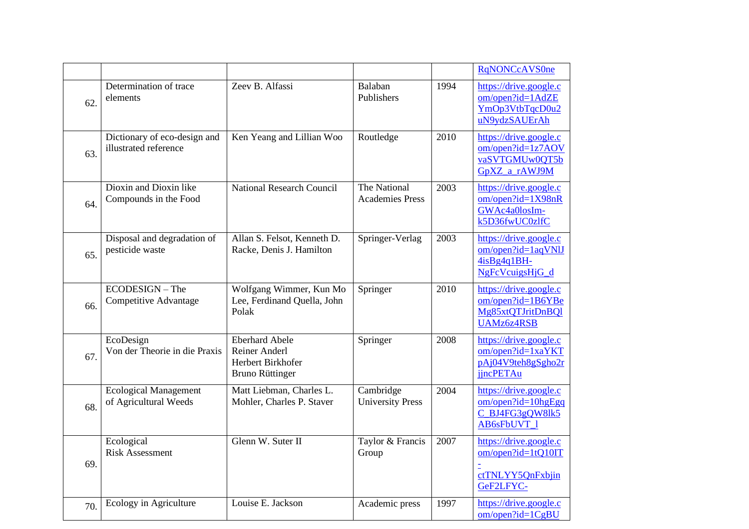| | | | | | |
|---|---|---|---|---|---|
| | | | | | RqNONCcAVS0ne |
| 62. | Determination of trace elements | Zeev B. Alfassi | Balaban Publishers | 1994 | https://drive.google.com/open?id=1AdZEYmOp3VtbTqcD0u2uN9ydzSAUErAh |
| 63. | Dictionary of eco-design and illustrated reference | Ken Yeang and Lillian Woo | Routledge | 2010 | https://drive.google.com/open?id=1z7AOVvaSVTGMUw0QT5bGpXZ_a_rAWJ9M |
| 64. | Dioxin and Dioxin like Compounds in the Food | National Research Council | The National Academies Press | 2003 | https://drive.google.com/open?id=1X98nRGWAc4a0losIm-k5D36fwUC0zlfC |
| 65. | Disposal and degradation of pesticide waste | Allan S. Felsot, Kenneth D. Racke, Denis J. Hamilton | Springer-Verlag | 2003 | https://drive.google.com/open?id=1aqVNlJ4isBg4q1BH-NgFcVcuigsHjG_d |
| 66. | ECODESIGN – The Competitive Advantage | Wolfgang Wimmer, Kun Mo Lee, Ferdinand Quella, John Polak | Springer | 2010 | https://drive.google.com/open?id=1B6YBeMg85xtQTJritDnBQlUAMz6z4RSB |
| 67. | EcoDesign Von der Theorie in die Praxis | Eberhard Abele Reiner Anderl Herbert Birkhofer Bruno Rüttinger | Springer | 2008 | https://drive.google.com/open?id=1xaYKTpAj04V9teh8gSgho2rjjncPETAu |
| 68. | Ecological Management of Agricultural Weeds | Matt Liebman, Charles L. Mohler, Charles P. Staver | Cambridge University Press | 2004 | https://drive.google.com/open?id=10hgEgqC_BJ4FG3gQW8lk5AB6sFbUVT_l |
| 69. | Ecological Risk Assessment | Glenn W. Suter II | Taylor & Francis Group | 2007 | https://drive.google.com/open?id=1tQ10IT-ctTNLYY5QnFxbjinGeF2LFYC- |
| 70. | Ecology in Agriculture | Louise E. Jackson | Academic press | 1997 | https://drive.google.com/open?id=1CgBU |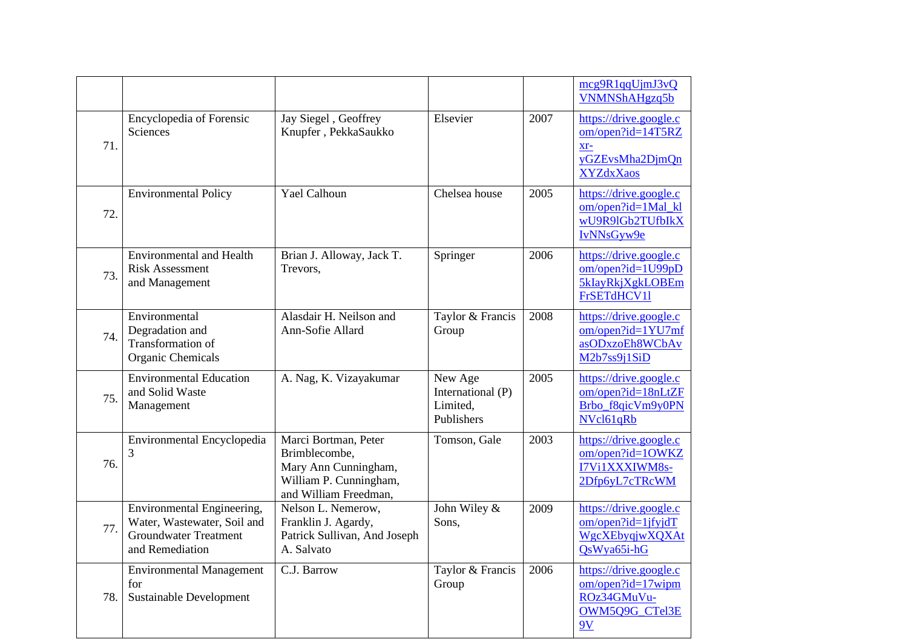| | | | | | |
|---|---|---|---|---|---|
| | | | | | mcg9R1qqUjmJ3vQVNMNShAHgzq5b |
| 71. | Encyclopedia of Forensic Sciences | Jay Siegel , Geoffrey Knupfer , PekkaSaukko | Elsevier | 2007 | https://drive.google.com/open?id=14T5RZxr-yGZEvsMha2DjmQnXYZdxXaos |
| 72. | Environmental Policy | Yael Calhoun | Chelsea house | 2005 | https://drive.google.com/open?id=1Mal_klwU9R9lGb2TUfbIkXIvNNsGyw9e |
| 73. | Environmental and Health Risk Assessment and Management | Brian J. Alloway, Jack T. Trevors, | Springer | 2006 | https://drive.google.com/open?id=1U99pD5kIayRkjXgkLOBEmFrSETdHCV1l |
| 74. | Environmental Degradation and Transformation of Organic Chemicals | Alasdair H. Neilson and Ann-Sofie Allard | Taylor & Francis Group | 2008 | https://drive.google.com/open?id=1YU7mfasODxzoEh8WCbAvM2b7ss9j1SiD |
| 75. | Environmental Education and Solid Waste Management | A. Nag, K. Vizayakumar | New Age International (P) Limited, Publishers | 2005 | https://drive.google.com/open?id=18nLtZFBrbo_f8qicVm9y0PNNVcl61qRb |
| 76. | Environmental Encyclopedia 3 | Marci Bortman, Peter Brimblecombe, Mary Ann Cunningham, William P. Cunningham, and William Freedman, | Tomson, Gale | 2003 | https://drive.google.com/open?id=1OWKZI7Vi1XXXIWM8s-2Dfp6yL7cTRcWM |
| 77. | Environmental Engineering, Water, Wastewater, Soil and Groundwater Treatment and Remediation | Nelson L. Nemerow, Franklin J. Agardy, Patrick Sullivan, And Joseph A. Salvato | John Wiley & Sons, | 2009 | https://drive.google.com/open?id=1jfyjdTWgcXEbyqjwXQXAtQsWya65i-hG |
| 78. | Environmental Management for Sustainable Development | C.J. Barrow | Taylor & Francis Group | 2006 | https://drive.google.com/open?id=17wipmROz34GMuVu-OWM5Q9G_CTel3E9V |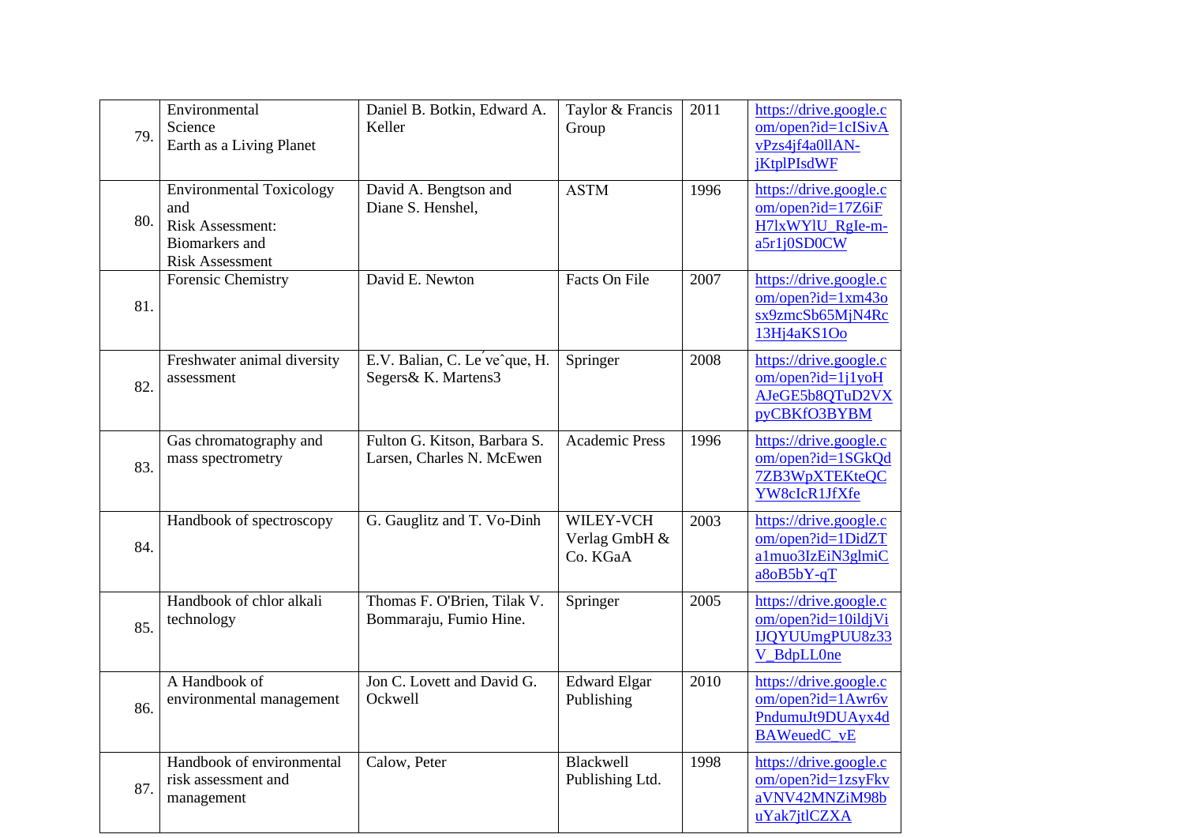| | | | | | |
|---|---|---|---|---|---|
| 79. | Environmental Science Earth as a Living Planet | Daniel B. Botkin, Edward A. Keller | Taylor & Francis Group | 2011 | https://drive.google.com/open?id=1cISivAvPzs4jf4a0llAN-jKtplPIsdWF |
| 80. | Environmental Toxicology and Risk Assessment: Biomarkers and Risk Assessment | David A. Bengtson and Diane S. Henshel, | ASTM | 1996 | https://drive.google.com/open?id=17Z6iFH7lxWYlU_RgIe-m-a5r1j0SD0CW |
| 81. | Forensic Chemistry | David E. Newton | Facts On File | 2007 | https://drive.google.com/open?id=1xm43osx9zmcSb65MjN4Rc13Hj4aKS1Oo |
| 82. | Freshwater animal diversity assessment | E.V. Balian, C. Le´veˆque, H. Segers& K. Martens3 | Springer | 2008 | https://drive.google.com/open?id=1j1yoHAJeGE5b8QTuD2VXpyCBKfO3BYBM |
| 83. | Gas chromatography and mass spectrometry | Fulton G. Kitson, Barbara S. Larsen, Charles N. McEwen | Academic Press | 1996 | https://drive.google.com/open?id=1SGkQd7ZB3WpXTEKteQCYW8cIcR1JfXfe |
| 84. | Handbook of spectroscopy | G. Gauglitz and T. Vo-Dinh | WILEY-VCH Verlag GmbH & Co. KGaA | 2003 | https://drive.google.com/open?id=1DidZTa1muo3IzEiN3glmiCa8oB5bY-qT |
| 85. | Handbook of chlor alkali technology | Thomas F. O'Brien, Tilak V. Bommaraju, Fumio Hine. | Springer | 2005 | https://drive.google.com/open?id=10ildjViIJQYUUmgPUU8z33V_BdpLL0ne |
| 86. | A Handbook of environmental management | Jon C. Lovett and David G. Ockwell | Edward Elgar Publishing | 2010 | https://drive.google.com/open?id=1Awr6vPndumuJt9DUAyx4dBAWeuedC_vE |
| 87. | Handbook of environmental risk assessment and management | Calow, Peter | Blackwell Publishing Ltd. | 1998 | https://drive.google.com/open?id=1zsyFkvaVNV42MNZiM98buYak7jtlCZXA |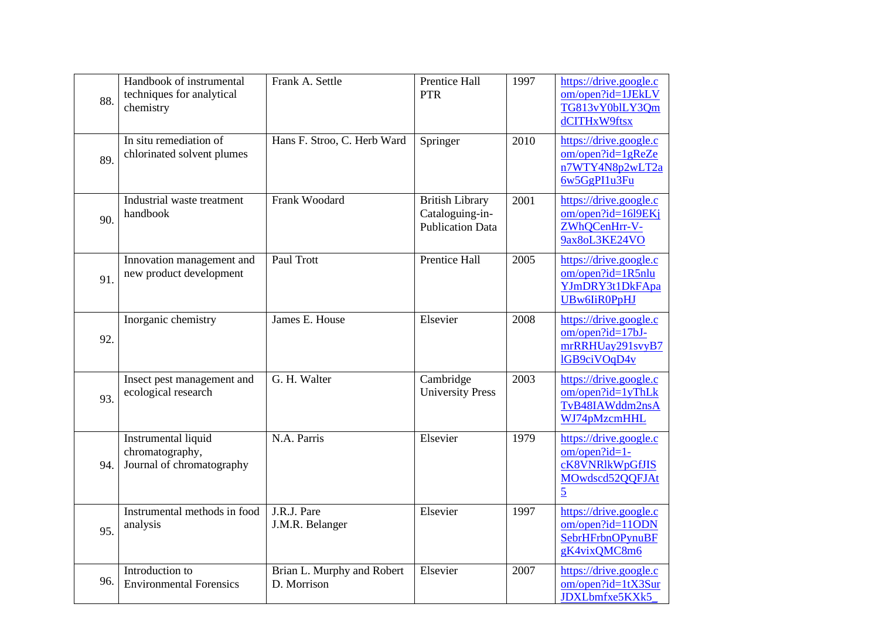| | | | | | |
|---|---|---|---|---|---|
| 88. | Handbook of instrumental techniques for analytical chemistry | Frank A. Settle | Prentice Hall PTR | 1997 | https://drive.google.com/open?id=1JEkLVTG813vY0blLY3QmdCITHxW9ftsx |
| 89. | In situ remediation of chlorinated solvent plumes | Hans F. Stroo, C. Herb Ward | Springer | 2010 | https://drive.google.com/open?id=1gReZen7WTY4N8p2wLT2a6w5GgPI1u3Fu |
| 90. | Industrial waste treatment handbook | Frank Woodard | British Library Cataloguing-in-Publication Data | 2001 | https://drive.google.com/open?id=16l9EKjZWhQCenHrr-V-9ax8oL3KE24VO |
| 91. | Innovation management and new product development | Paul Trott | Prentice Hall | 2005 | https://drive.google.com/open?id=1R5nluYJmDRY3t1DkFApaUBw6IiR0PpHJ |
| 92. | Inorganic chemistry | James E. House | Elsevier | 2008 | https://drive.google.com/open?id=17bJ-mrRRHUay291svyB7lGB9ciVOqD4v |
| 93. | Insect pest management and ecological research | G. H. Walter | Cambridge University Press | 2003 | https://drive.google.com/open?id=1yThLkTvB48IAWddm2nsAWJ74pMzcmHHL |
| 94. | Instrumental liquid chromatography, Journal of chromatography | N.A. Parris | Elsevier | 1979 | https://drive.google.com/open?id=1-cK8VNRlkWpGfJISMOwdscd52QQFJAt5 |
| 95. | Instrumental methods in food analysis | J.R.J. Pare J.M.R. Belanger | Elsevier | 1997 | https://drive.google.com/open?id=11ODNSebrHFrbnOPynuBFgK4vixQMC8m6 |
| 96. | Introduction to Environmental Forensics | Brian L. Murphy and Robert D. Morrison | Elsevier | 2007 | https://drive.google.com/open?id=1tX3SurJDXLbmfxe5KXk5_ |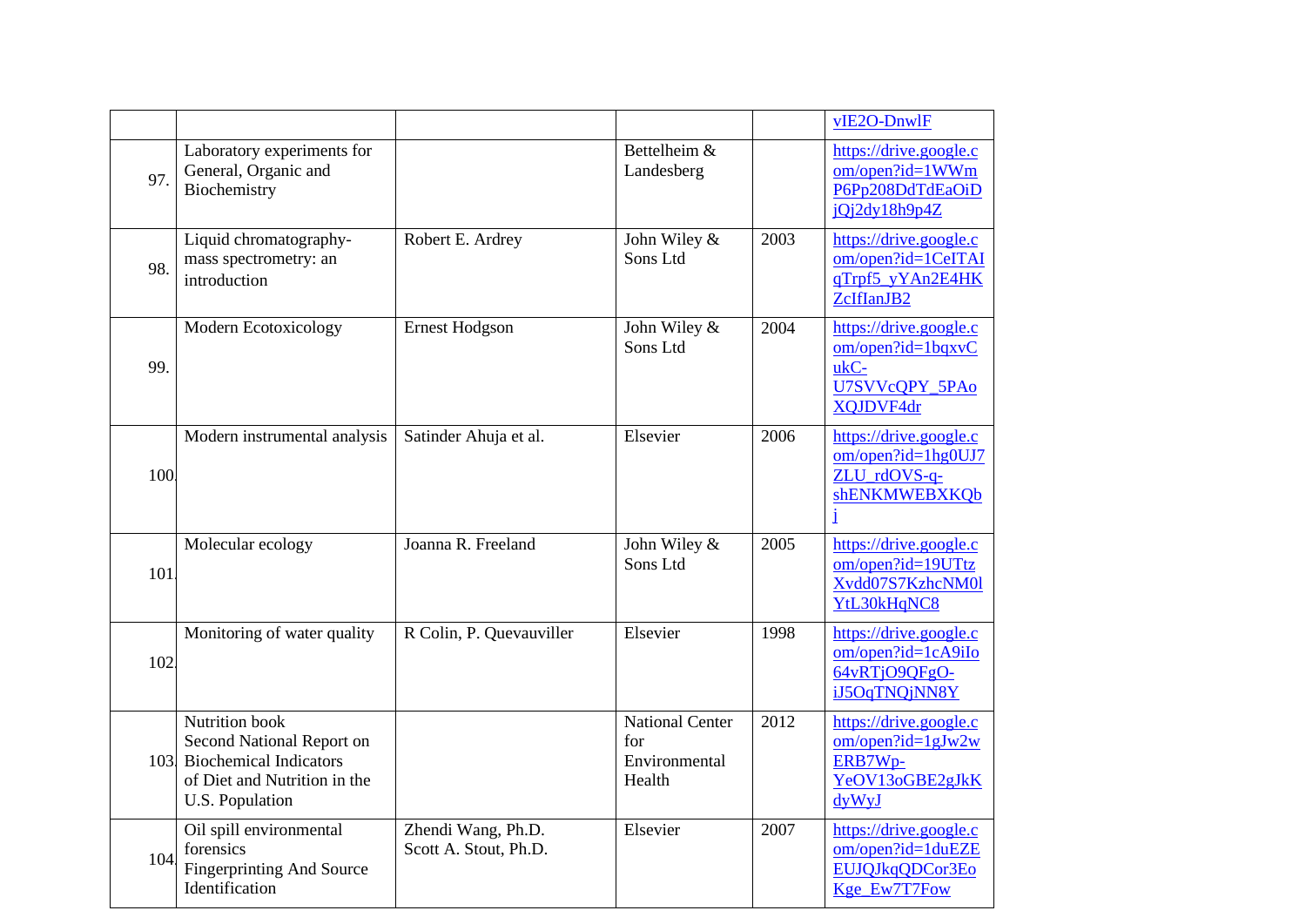| | | | | | |
|---|---|---|---|---|---|
| | | | | | vIE2O-DnwlF |
| 97. | Laboratory experiments for General, Organic and Biochemistry | | Bettelheim & Landesberg | | https://drive.google.com/open?id=1WWmP6Pp208DdTdEaOiDjQj2dy18h9p4Z |
| 98. | Liquid chromatography-mass spectrometry: an introduction | Robert E. Ardrey | John Wiley & Sons Ltd | 2003 | https://drive.google.com/open?id=1CeITAIqTrpf5_yYAn2E4HKZcIfIanJB2 |
| 99. | Modern Ecotoxicology | Ernest Hodgson | John Wiley & Sons Ltd | 2004 | https://drive.google.com/open?id=1bqxvCukC-U7SVVcQPY_5PAoXQJDVF4dr |
| 100. | Modern instrumental analysis | Satinder Ahuja et al. | Elsevier | 2006 | https://drive.google.com/open?id=1hg0UJ7ZLU_rdOVS-q-shENKMWEBXKQbj |
| 101. | Molecular ecology | Joanna R. Freeland | John Wiley & Sons Ltd | 2005 | https://drive.google.com/open?id=19UTtzXvdd07S7KzhcNM0lYtL30kHqNC8 |
| 102. | Monitoring of water quality | R Colin, P. Quevauviller | Elsevier | 1998 | https://drive.google.com/open?id=1cA9iIo64vRTjO9QFgO-iJ5OqTNQjNN8Y |
| 103. | Nutrition book Second National Report on Biochemical Indicators of Diet and Nutrition in the U.S. Population | | National Center for Environmental Health | 2012 | https://drive.google.com/open?id=1gJw2wERB7Wp-YeOV13oGBE2gJkKdyWyJ |
| 104. | Oil spill environmental forensics Fingerprinting And Source Identification | Zhendi Wang, Ph.D. Scott A. Stout, Ph.D. | Elsevier | 2007 | https://drive.google.com/open?id=1duEZEEUJQJkqQDCor3EoKge_Ew7T7Fow |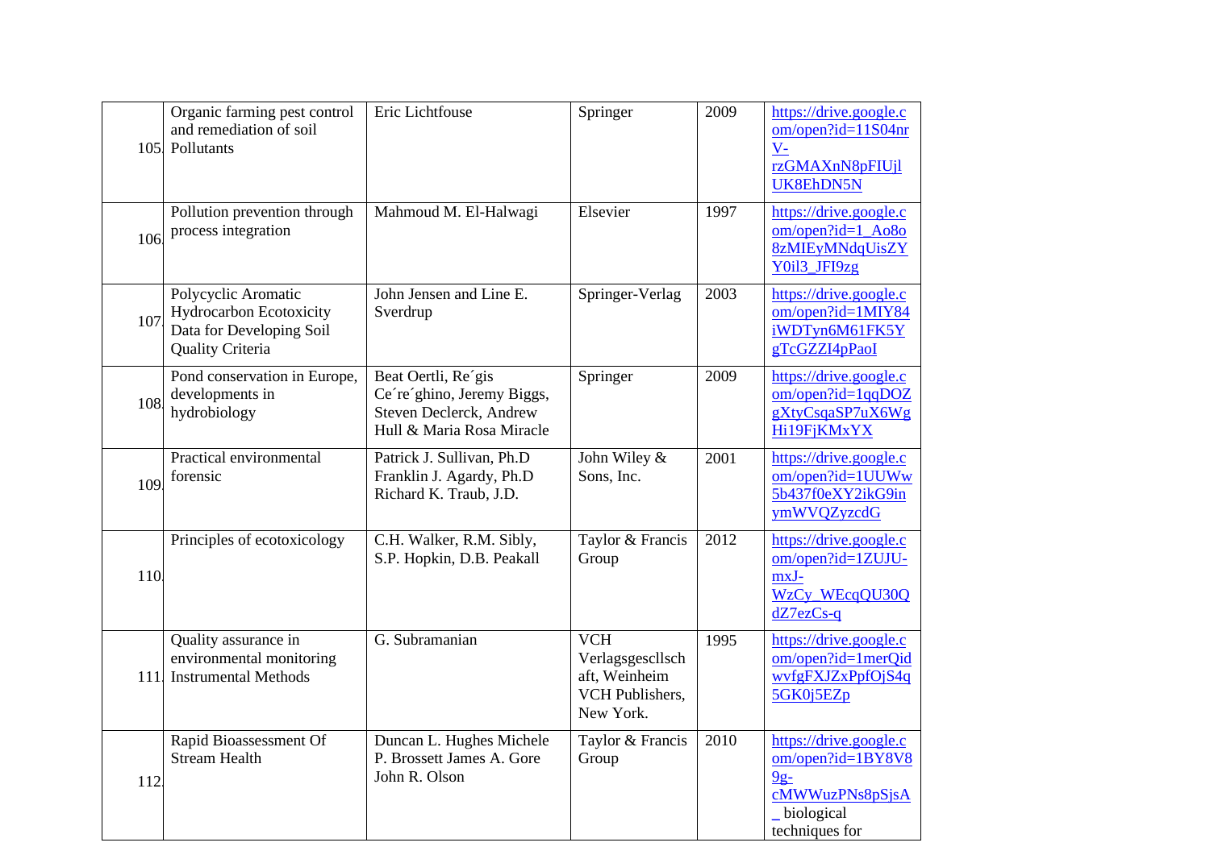| | | | | | |
|---|---|---|---|---|---|
| 105. | Organic farming pest control and remediation of soil Pollutants | Eric Lichtfouse | Springer | 2009 | https://drive.google.com/open?id=11S04nrV-rzGMAXnN8pFIUjlUK8EhDN5N |
| 106. | Pollution prevention through process integration | Mahmoud M. El-Halwagi | Elsevier | 1997 | https://drive.google.com/open?id=1_Ao8o8zMIEyMNdqUisZYY0il3_JFI9zg |
| 107. | Polycyclic Aromatic Hydrocarbon Ecotoxicity Data for Developing Soil Quality Criteria | John Jensen and Line E. Sverdrup | Springer-Verlag | 2003 | https://drive.google.com/open?id=1MIY84iWDTyn6M61FK5YgTcGZZI4pPaoI |
| 108. | Pond conservation in Europe, developments in hydrobiology | Beat Oertli, Re´gis Ce´re´ghino, Jeremy Biggs, Steven Declerck, Andrew Hull & Maria Rosa Miracle | Springer | 2009 | https://drive.google.com/open?id=1qqDOZgXtyCsqaSP7uX6WgHi19FjKMxYX |
| 109. | Practical environmental forensic | Patrick J. Sullivan, Ph.D Franklin J. Agardy, Ph.D Richard K. Traub, J.D. | John Wiley & Sons, Inc. | 2001 | https://drive.google.com/open?id=1UUWw5b437f0eXY2ikG9inymWVQZyzcdG |
| 110. | Principles of ecotoxicology | C.H. Walker, R.M. Sibly, S.P. Hopkin, D.B. Peakall | Taylor & Francis Group | 2012 | https://drive.google.com/open?id=1ZUJU-mxJ-WzCy_WEcqQU30QdZ7ezCs-q |
| 111. | Quality assurance in environmental monitoring Instrumental Methods | G. Subramanian | VCH Verlagsgescllschaft, Weinheim VCH Publishers, New York. | 1995 | https://drive.google.com/open?id=1merQidwvfgFXJZxPpfOjS4q5GK0j5EZp |
| 112. | Rapid Bioassessment Of Stream Health | Duncan L. Hughes Michele P. Brossett James A. Gore John R. Olson | Taylor & Francis Group | 2010 | https://drive.google.com/open?id=1BY8V89g-cMWWuzPNs8pSjsA_ biological techniques for |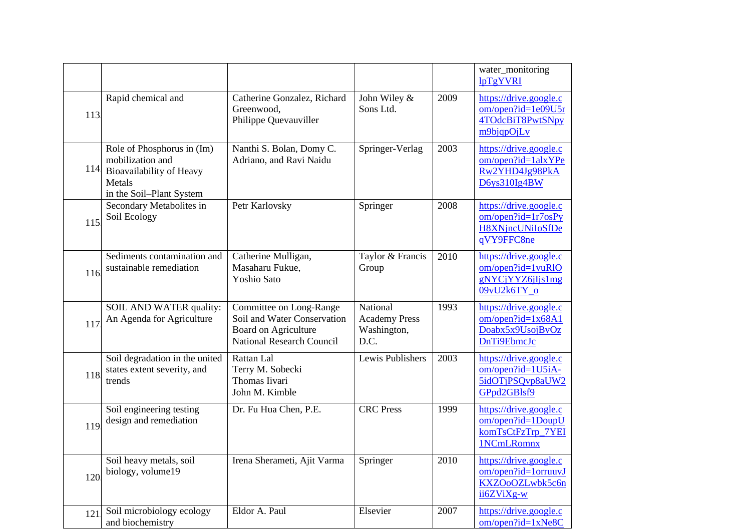| | | | | | |
|---|---|---|---|---|---|
| | | | | | water_monitoring lpTgYVRI |
| 113. | Rapid chemical and | Catherine Gonzalez, Richard Greenwood, Philippe Quevauviller | John Wiley & Sons Ltd. | 2009 | https://drive.google.com/open?id=1e09U5r4TOdcBiT8PwtSNpym9bjqpOjLv |
| 114. | Role of Phosphorus in (Im) mobilization and Bioavailability of Heavy Metals in the Soil–Plant System | Nanthi S. Bolan, Domy C. Adriano, and Ravi Naidu | Springer-Verlag | 2003 | https://drive.google.com/open?id=1alxYPeRw2YHD4Jg98PkAD6ys310Ig4BW |
| 115. | Secondary Metabolites in Soil Ecology | Petr Karlovsky | Springer | 2008 | https://drive.google.com/open?id=1r7osPyH8XNjncUNiIoSfDeqVY9FFC8ne |
| 116. | Sediments contamination and sustainable remediation | Catherine Mulligan, Masaharu Fukue, Yoshio Sato | Taylor & Francis Group | 2010 | https://drive.google.com/open?id=1vuRlOgNYCjYYZ6jIjs1mg09vU2k6TY_o |
| 117. | SOIL AND WATER quality: An Agenda for Agriculture | Committee on Long-Range Soil and Water Conservation Board on Agriculture National Research Council | National Academy Press Washington, D.C. | 1993 | https://drive.google.com/open?id=1x68A1Doabx5x9UsojBvOzDnTi9EbmcJc |
| 118. | Soil degradation in the united states extent severity, and trends | Rattan Lal Terry M. Sobecki Thomas Iivari John M. Kimble | Lewis Publishers | 2003 | https://drive.google.com/open?id=1U5iA-5idOTjPSQvp8aUW2GPpd2GBlsf9 |
| 119. | Soil engineering testing design and remediation | Dr. Fu Hua Chen, P.E. | CRC Press | 1999 | https://drive.google.com/open?id=1DoupUkomTsCtFzTrp_7YEI1NCmLRomnx |
| 120. | Soil heavy metals, soil biology, volume19 | Irena Sherameti, Ajit Varma | Springer | 2010 | https://drive.google.com/open?id=1orruuvJKXZOoOZLwbk5c6nii6ZViXg-w |
| 121. | Soil microbiology ecology and biochemistry | Eldor A. Paul | Elsevier | 2007 | https://drive.google.com/open?id=1xNe8C |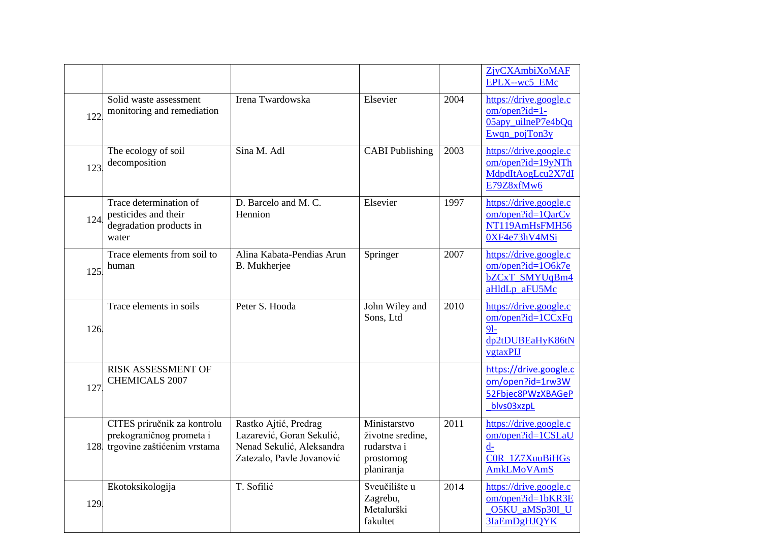|  |  |  |  |  | ZjyCXAmbiXoMAFEPLX--wc5_EMc |
|---|---|---|---|---|---|
| 122. | Solid waste assessment monitoring and remediation | Irena Twardowska | Elsevier | 2004 | https://drive.google.com/open?id=1-05apy_uilneP7e4bQqEwqn_pojTon3y |
| 123. | The ecology of soil decomposition | Sina M. Adl | CABI Publishing | 2003 | https://drive.google.com/open?id=19yNThMdpdItAogLcu2X7dIE79Z8xfMw6 |
| 124. | Trace determination of pesticides and their degradation products in water | D. Barcelo and M. C. Hennion | Elsevier | 1997 | https://drive.google.com/open?id=1QarCvNT119AmHsFMH560XF4e73hV4MSi |
| 125. | Trace elements from soil to human | Alina Kabata-Pendias Arun B. Mukherjee | Springer | 2007 | https://drive.google.com/open?id=1O6k7ebZCxT_SMYUqBm4aHldLp_aFU5Mc |
| 126. | Trace elements in soils | Peter S. Hooda | John Wiley and Sons, Ltd | 2010 | https://drive.google.com/open?id=1CCxFq9l-dp2tDUBEaHyK86tNvgtaxPIJ |
| 127. | RISK ASSESSMENT OF CHEMICALS 2007 |  |  |  | https://drive.google.com/open?id=1rw3W52Fbjec8PWzXBAGeP_blvs03xzpL |
| 128. | CITES priručnik za kontrolu prekograničnog prometa i trgovine zaštićenim vrstama | Rastko Ajtić, Predrag Lazarević, Goran Sekulić, Nenad Sekulić, Aleksandra Zatezalo, Pavle Jovanović | Ministarstvo životne sredine, rudarstva i prostornog planiranja | 2011 | https://drive.google.com/open?id=1CSLaUd-C0R_1Z7XuuBiHGsAmkLMoVAmS |
| 129. | Ekotoksikologija | T. Sofilić | Sveučilište u Zagrebu, Metalurški fakultet | 2014 | https://drive.google.com/open?id=1bKR3E_O5KU_aMSp30I_U3IaEmDgHJQYK |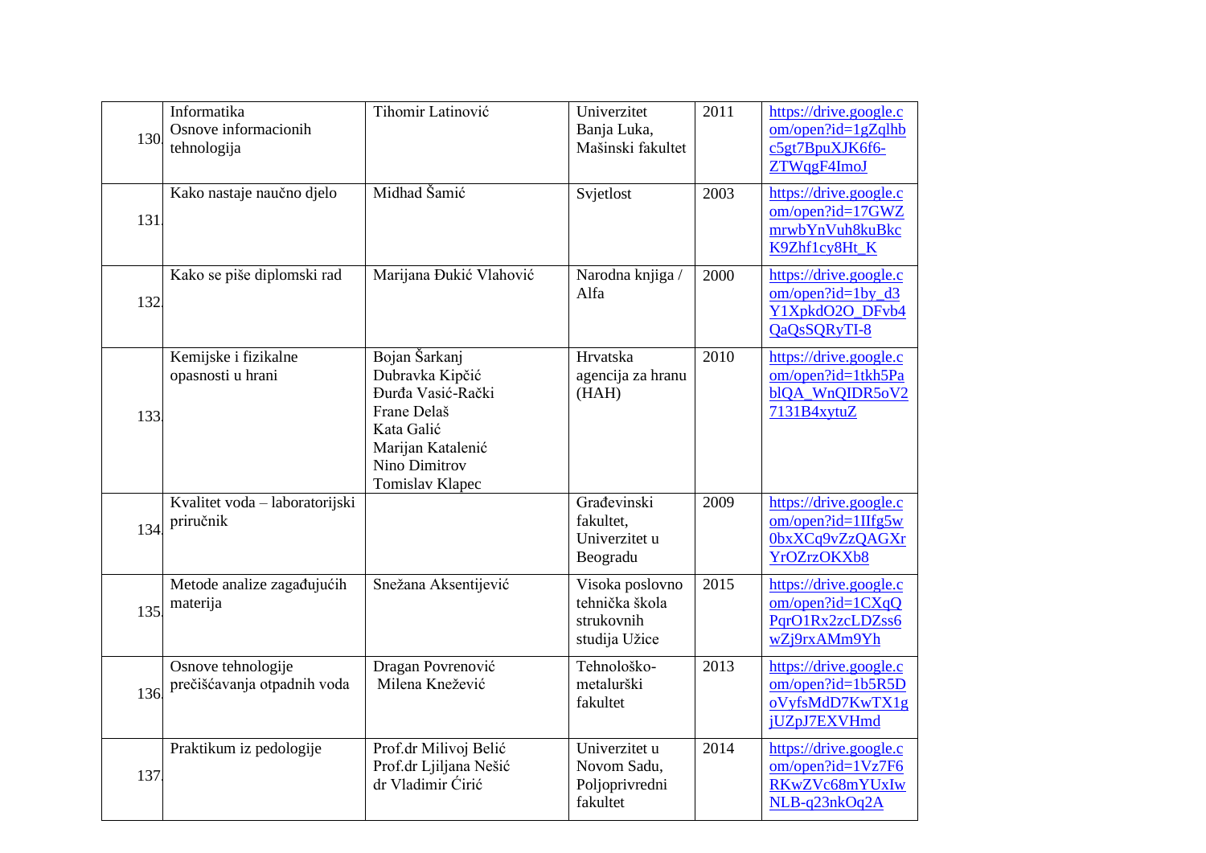| | | | | | |
|---|---|---|---|---|---|
| 130. | Informatika Osnove informacionih tehnologija | Tihomir Latinović | Univerzitet Banja Luka, Mašinski fakultet | 2011 | https://drive.google.com/open?id=1gZqlhbc5gt7BpuXJK6f6-ZTWqgF4ImoJ |
| 131. | Kako nastaje naučno djelo | Midhad Šamić | Svjetlost | 2003 | https://drive.google.com/open?id=17GWZmrwbYnVuh8kuBkcK9Zhf1cy8Ht_K |
| 132. | Kako se piše diplomski rad | Marijana Đukić Vlahović | Narodna knjiga / Alfa | 2000 | https://drive.google.com/open?id=1by_d3Y1XpkdO2O_DFvb4QaQsSQRyTI-8 |
| 133. | Kemijske i fizikalne opasnosti u hrani | Bojan Šarkanj Dubravka Kipčić Đurđa Vasić-Rački Frane Delaš Kata Galić Marijan Katalenić Nino Dimitrov Tomislav Klapec | Hrvatska agencija za hranu (HAH) | 2010 | https://drive.google.com/open?id=1tkh5PablQA_WnQIDR5oV27131B4xytuZ |
| 134. | Kvalitet voda – laboratorijski priručnik | | Građevinski fakultet, Univerzitet u Beogradu | 2009 | https://drive.google.com/open?id=1IIfg5w0bxXCq9vZzQAGXrYrOZrzOKXb8 |
| 135. | Metode analize zagađujućih materija | Snežana Aksentijević | Visoka poslovno tehnička škola strukovnih studija Užice | 2015 | https://drive.google.com/open?id=1CXqQPqrO1Rx2zcLDZss6wZj9rxAMm9Yh |
| 136. | Osnove tehnologije prečišćavanja otpadnih voda | Dragan Povrenović Milena Knežević | Tehnološko-metalurški fakultet | 2013 | https://drive.google.com/open?id=1b5R5DoVyfsMdD7KwTX1gjUZpJ7EXVHmd |
| 137. | Praktikum iz pedologije | Prof.dr Milivoj Belić Prof.dr Ljiljana Nešić dr Vladimir Ćirić | Univerzitet u Novom Sadu, Poljoprivredni fakultet | 2014 | https://drive.google.com/open?id=1Vz7F6RKwZVc68mYUxIwNLB-q23nkOq2A |